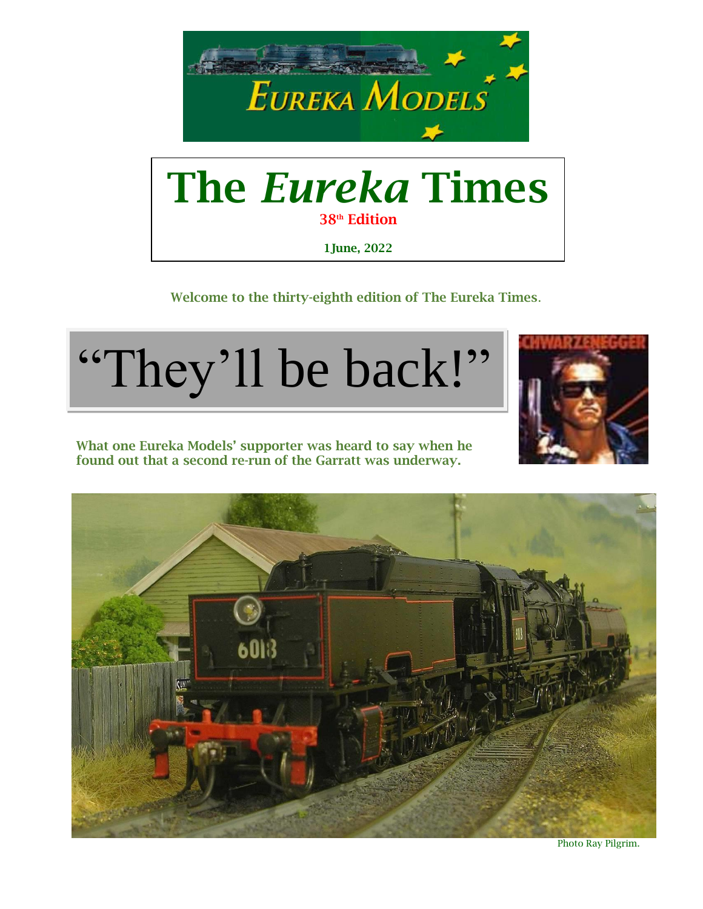# The *Eureka* Times

**38th Edition**

**1 June, 2022**

**Welcome to the thirty-eighth edition of The Eureka Times.**

# "They'll be back!"

**What one Eureka Models' supporter was heard to say when he found out that a second re-run of the Garratt was underway.**

Photo Ray Pilgrim.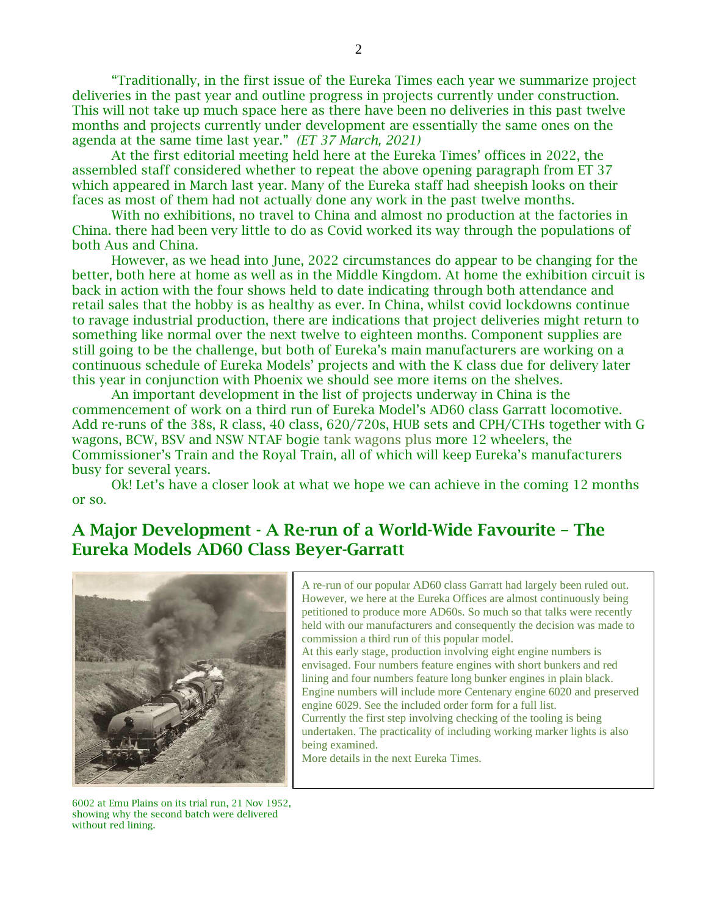"Traditionally, in the first issue of the Eureka Times each year we summarize project deliveries in the past year and outline progress in projects currently under construction. This will not take up much space here as there have been no deliveries in this past twelve months and projects currently under development are essentially the same ones on the agenda at the same time last year." *(ET 37 March, 2021)*

At the first editorial meeting held here at the Eureka Times' offices in 2022, the assembled staff considered whether to repeat the above opening paragraph from ET 37 which appeared in March last year. Many of the Eureka staff had sheepish looks on their faces as most of them had not actually done any work in the past twelve months.

With no exhibitions, no travel to China and almost no production at the factories in China. there had been very little to do as Covid worked its way through the populations of both Aus and China.

However, as we head into June, 2022 circumstances do appear to be changing for the better, both here at home as well as in the Middle Kingdom. At home the exhibition circuit is back in action with the four shows held to date indicating through both attendance and retail sales that the hobby is as healthy as ever. In China, whilst covid lockdowns continue to ravage industrial production, there are indications that project deliveries might return to something like normal over the next twelve to eighteen months. Component supplies are still going to be the challenge, but both of Eureka's main manufacturers are working on a continuous schedule of Eureka Models' projects and with the K class due for delivery later this year in conjunction with Phoenix we should see more items on the shelves.

An important development in the list of projects underway in China is the commencement of work on a third run of Eureka Model's AD60 class Garratt locomotive. Add re-runs of the 38s, R class, 40 class, 620/720s, HUB sets and CPH/CTHs together with G wagons, BCW, BSV and NSW NTAF bogie tank wagons plus more 12 wheelers, the Commissioner's Train and the Royal Train, all of which will keep Eureka's manufacturers busy for several years.

Ok! Let's have a closer look at what we hope we can achieve in the coming 12 months or so.

## A Major Development - A Re-run of a World-Wide Favourite – The Eureka Models AD60 Class Beyer-Garratt

A re-run of our popular AD60 class Garratt had largely been ruled out. However, we here at the Eureka Offices are almost continuously being petitioned to produce more AD60s. So much so that talks were recently held with our manufacturers and consequently the decision was made to commission a third run of this popular model.

At this early stage, production involving eight engine numbers is envisaged. Four numbers feature engines with short bunkers and red lining and four numbers feature long bunker engines in plain black. Engine numbers will include more Centenary engine 6020 and preserved engine 6029. See the included order form for a full list.

Currently the first step involving checking of the tooling is being undertaken. The practicality of including working marker lights is also being examined.

More details in the next Eureka Times.

6002 at Emu Plains on its trial run, 21 Nov 1952, showing why the second batch were delivered without red lining.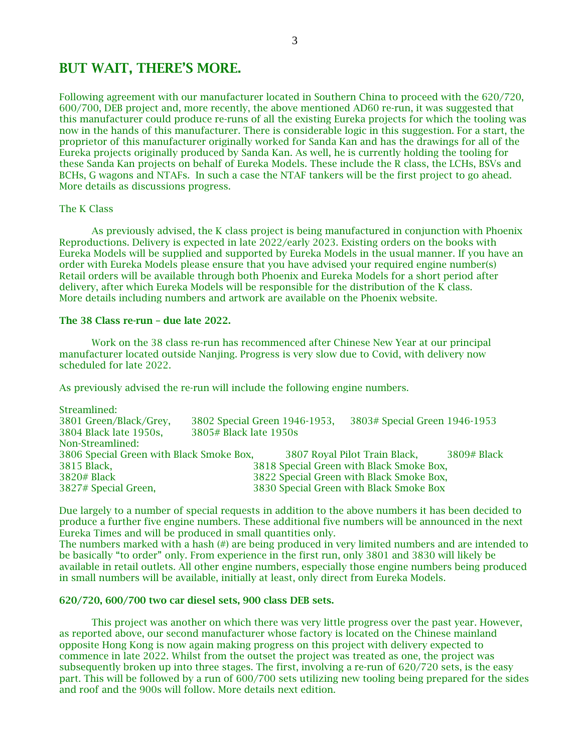## BUT WAIT, THERE'S MORE.

Following agreement with our manufacturer located in Southern China to proceed with the 620/720, 600/700, DEB project and, more recently, the above mentioned AD60 re-run, it was suggested that this manufacturer could produce re-runs of all the existing Eureka projects for which the tooling was now in the hands of this manufacturer. There is considerable logic in this suggestion. For a start, the proprietor of this manufacturer originally worked for Sanda Kan and has the drawings for all of the Eureka projects originally produced by Sanda Kan. As well, he is currently holding the tooling for these Sanda Kan projects on behalf of Eureka Models. These include the R class, the LCHs, BSVs and BCHs, G wagons and NTAFs. In such a case the NTAF tankers will be the first project to go ahead. More details as discussions progress.

The K Class

As previously advised, the K class project is being manufactured in conjunction with Phoenix Reproductions. Delivery is expected in late 2022/early 2023. Existing orders on the books with Eureka Models will be supplied and supported by Eureka Models in the usual manner. If you have an order with Eureka Models please ensure that you have advised your required engine number(s) Retail orders will be available through both Phoenix and Eureka Models for a short period after delivery, after which Eureka Models will be responsible for the distribution of the K class. More details including numbers and artwork are available on the Phoenix website.

**The 38 Class re-run – due late 2022.**

Work on the 38 class re-run has recommenced after Chinese New Year at our principal manufacturer located outside Nanjing. Progress is very slow due to Covid, with delivery now scheduled for late 2022.

As previously advised the re-run will include the following engine numbers.

Streamlined:
3801 Green/Black/Grey, 3802 Special Green 1946-1953, 3803# Special Green 1946-1953
3804 Black late 1950s, 3805# Black late 1950s
Non-Streamlined:
3806 Special Green with Black Smoke Box, 3807 Royal Pilot Train Black, 3809# Black
3815 Black, 3818 Special Green with Black Smoke Box,
3820# Black 3822 Special Green with Black Smoke Box,
3827# Special Green, 3830 Special Green with Black Smoke Box

Due largely to a number of special requests in addition to the above numbers it has been decided to produce a further five engine numbers. These additional five numbers will be announced in the next Eureka Times and will be produced in small quantities only.
The numbers marked with a hash (#) are being produced in very limited numbers and are intended to be basically "to order" only. From experience in the first run, only 3801 and 3830 will likely be available in retail outlets. All other engine numbers, especially those engine numbers being produced in small numbers will be available, initially at least, only direct from Eureka Models.

**620/720, 600/700 two car diesel sets, 900 class DEB sets.**

This project was another on which there was very little progress over the past year. However, as reported above, our second manufacturer whose factory is located on the Chinese mainland opposite Hong Kong is now again making progress on this project with delivery expected to commence in late 2022. Whilst from the outset the project was treated as one, the project was subsequently broken up into three stages. The first, involving a re-run of 620/720 sets, is the easy part. This will be followed by a run of 600/700 sets utilizing new tooling being prepared for the sides and roof and the 900s will follow. More details next edition.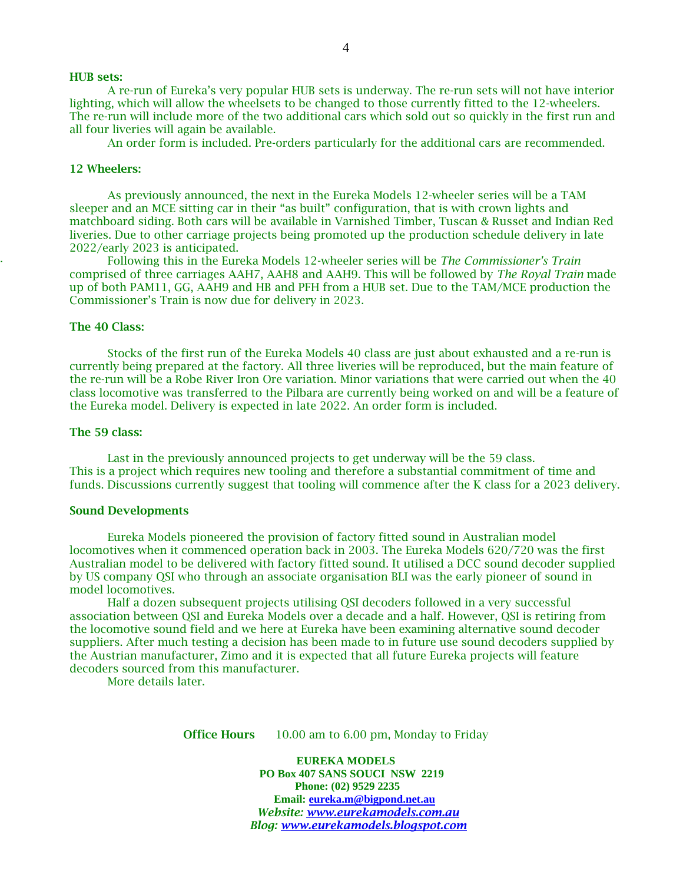### HUB sets:

A re-run of Eureka's very popular HUB sets is underway. The re-run sets will not have interior lighting, which will allow the wheelsets to be changed to those currently fitted to the 12-wheelers. The re-run will include more of the two additional cars which sold out so quickly in the first run and all four liveries will again be available.

An order form is included. Pre-orders particularly for the additional cars are recommended.

### 12 Wheelers:

As previously announced, the next in the Eureka Models 12-wheeler series will be a TAM sleeper and an MCE sitting car in their "as built" configuration, that is with crown lights and matchboard siding. Both cars will be available in Varnished Timber, Tuscan & Russet and Indian Red liveries. Due to other carriage projects being promoted up the production schedule delivery in late 2022/early 2023 is anticipated.

Following this in the Eureka Models 12-wheeler series will be *The Commissioner's Train* comprised of three carriages AAH7, AAH8 and AAH9. This will be followed by *The Royal Train* made up of both PAM11, GG, AAH9 and HB and PFH from a HUB set. Due to the TAM/MCE production the Commissioner's Train is now due for delivery in 2023.

### The 40 Class:

Stocks of the first run of the Eureka Models 40 class are just about exhausted and a re-run is currently being prepared at the factory. All three liveries will be reproduced, but the main feature of the re-run will be a Robe River Iron Ore variation. Minor variations that were carried out when the 40 class locomotive was transferred to the Pilbara are currently being worked on and will be a feature of the Eureka model. Delivery is expected in late 2022. An order form is included.

### The 59 class:

Last in the previously announced projects to get underway will be the 59 class. This is a project which requires new tooling and therefore a substantial commitment of time and funds. Discussions currently suggest that tooling will commence after the K class for a 2023 delivery.

### Sound Developments

Eureka Models pioneered the provision of factory fitted sound in Australian model locomotives when it commenced operation back in 2003. The Eureka Models 620/720 was the first Australian model to be delivered with factory fitted sound. It utilised a DCC sound decoder supplied by US company QSI who through an associate organisation BLI was the early pioneer of sound in model locomotives.

Half a dozen subsequent projects utilising QSI decoders followed in a very successful association between QSI and Eureka Models over a decade and a half. However, QSI is retiring from the locomotive sound field and we here at Eureka have been examining alternative sound decoder suppliers. After much testing a decision has been made to in future use sound decoders supplied by the Austrian manufacturer, Zimo and it is expected that all future Eureka projects will feature decoders sourced from this manufacturer.

More details later.

**Office Hours** 10.00 am to 6.00 pm, Monday to Friday

**EUREKA MODELS**
**PO Box 407 SANS SOUCI NSW 2219**
**Phone: (02) 9529 2235**
**Email: eureka.m@bigpond.net.au**
***Website: www.eurekamodels.com.au***
***Blog: www.eurekamodels.blogspot.com***